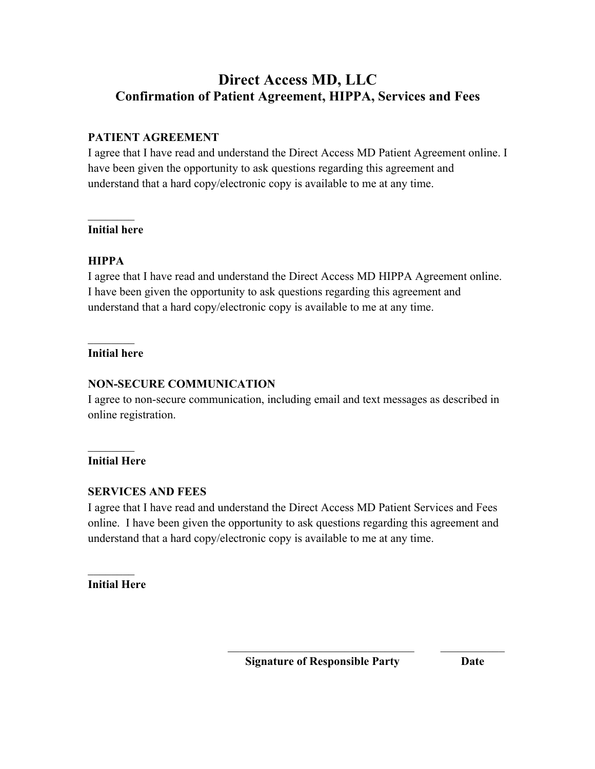# Direct Access MD, LLC

## Confirmation of Patient Agreement, HIPPA, Services and Fees

**PATIENT AGREEMENT**

I agree that I have read and understand the Direct Access MD Patient Agreement online. I have been given the opportunity to ask questions regarding this agreement and understand that a hard copy/electronic copy is available to me at any time.

________
**Initial here**

**HIPPA**

I agree that I have read and understand the Direct Access MD HIPPA Agreement online. I have been given the opportunity to ask questions regarding this agreement and understand that a hard copy/electronic copy is available to me at any time.

________
**Initial here**

**NON-SECURE COMMUNICATION**

I agree to non-secure communication, including email and text messages as described in online registration.

________
**Initial Here**

**SERVICES AND FEES**

I agree that I have read and understand the Direct Access MD Patient Services and Fees online. I have been given the opportunity to ask questions regarding this agreement and understand that a hard copy/electronic copy is available to me at any time.

________
**Initial Here**

__________________________________ ___________
**Signature of Responsible Party** **Date**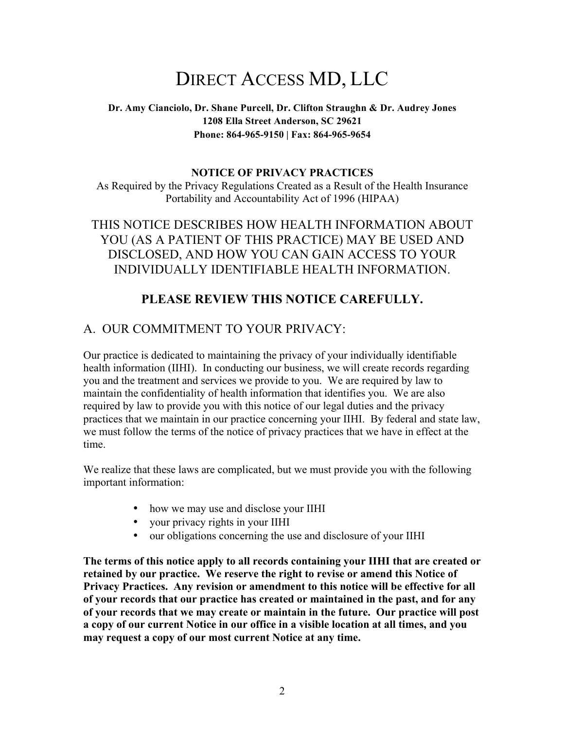# Direct Access MD, LLC

**Dr. Amy Cianciolo, Dr. Shane Purcell, Dr. Clifton Straughn & Dr. Audrey Jones**
**1208 Ella Street Anderson, SC 29621**
**Phone: 864-965-9150 | Fax: 864-965-9654**

**NOTICE OF PRIVACY PRACTICES**

As Required by the Privacy Regulations Created as a Result of the Health Insurance Portability and Accountability Act of 1996 (HIPAA)

THIS NOTICE DESCRIBES HOW HEALTH INFORMATION ABOUT YOU (AS A PATIENT OF THIS PRACTICE) MAY BE USED AND DISCLOSED, AND HOW YOU CAN GAIN ACCESS TO YOUR INDIVIDUALLY IDENTIFIABLE HEALTH INFORMATION.

**PLEASE REVIEW THIS NOTICE CAREFULLY.**

## A. OUR COMMITMENT TO YOUR PRIVACY:

Our practice is dedicated to maintaining the privacy of your individually identifiable health information (IIHI). In conducting our business, we will create records regarding you and the treatment and services we provide to you. We are required by law to maintain the confidentiality of health information that identifies you. We are also required by law to provide you with this notice of our legal duties and the privacy practices that we maintain in our practice concerning your IIHI. By federal and state law, we must follow the terms of the notice of privacy practices that we have in effect at the time.

We realize that these laws are complicated, but we must provide you with the following important information:

- how we may use and disclose your IIHI
- your privacy rights in your IIHI
- our obligations concerning the use and disclosure of your IIHI

**The terms of this notice apply to all records containing your IIHI that are created or retained by our practice. We reserve the right to revise or amend this Notice of Privacy Practices. Any revision or amendment to this notice will be effective for all of your records that our practice has created or maintained in the past, and for any of your records that we may create or maintain in the future. Our practice will post a copy of our current Notice in our office in a visible location at all times, and you may request a copy of our most current Notice at any time.**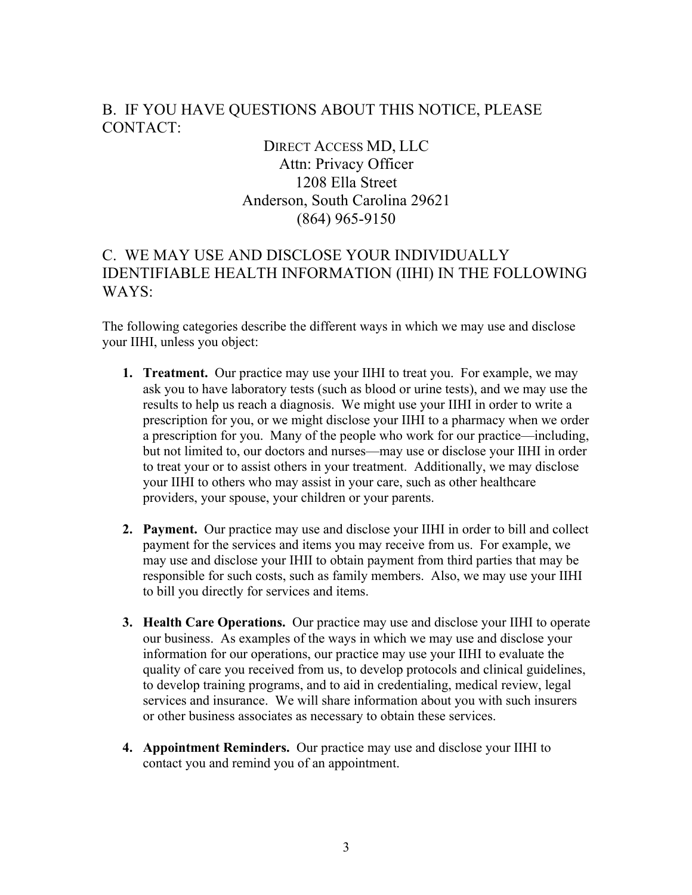## B. IF YOU HAVE QUESTIONS ABOUT THIS NOTICE, PLEASE CONTACT:

DIRECT ACCESS MD, LLC
Attn: Privacy Officer
1208 Ella Street
Anderson, South Carolina 29621
(864) 965-9150

## C. WE MAY USE AND DISCLOSE YOUR INDIVIDUALLY IDENTIFIABLE HEALTH INFORMATION (IIHI) IN THE FOLLOWING WAYS:

The following categories describe the different ways in which we may use and disclose your IIHI, unless you object:

1. **Treatment.** Our practice may use your IIHI to treat you. For example, we may ask you to have laboratory tests (such as blood or urine tests), and we may use the results to help us reach a diagnosis. We might use your IIHI in order to write a prescription for you, or we might disclose your IIHI to a pharmacy when we order a prescription for you. Many of the people who work for our practice—including, but not limited to, our doctors and nurses—may use or disclose your IIHI in order to treat your or to assist others in your treatment. Additionally, we may disclose your IIHI to others who may assist in your care, such as other healthcare providers, your spouse, your children or your parents.

2. **Payment.** Our practice may use and disclose your IIHI in order to bill and collect payment for the services and items you may receive from us. For example, we may use and disclose your IHII to obtain payment from third parties that may be responsible for such costs, such as family members. Also, we may use your IIHI to bill you directly for services and items.

3. **Health Care Operations.** Our practice may use and disclose your IIHI to operate our business. As examples of the ways in which we may use and disclose your information for our operations, our practice may use your IIHI to evaluate the quality of care you received from us, to develop protocols and clinical guidelines, to develop training programs, and to aid in credentialing, medical review, legal services and insurance. We will share information about you with such insurers or other business associates as necessary to obtain these services.

4. **Appointment Reminders.** Our practice may use and disclose your IIHI to contact you and remind you of an appointment.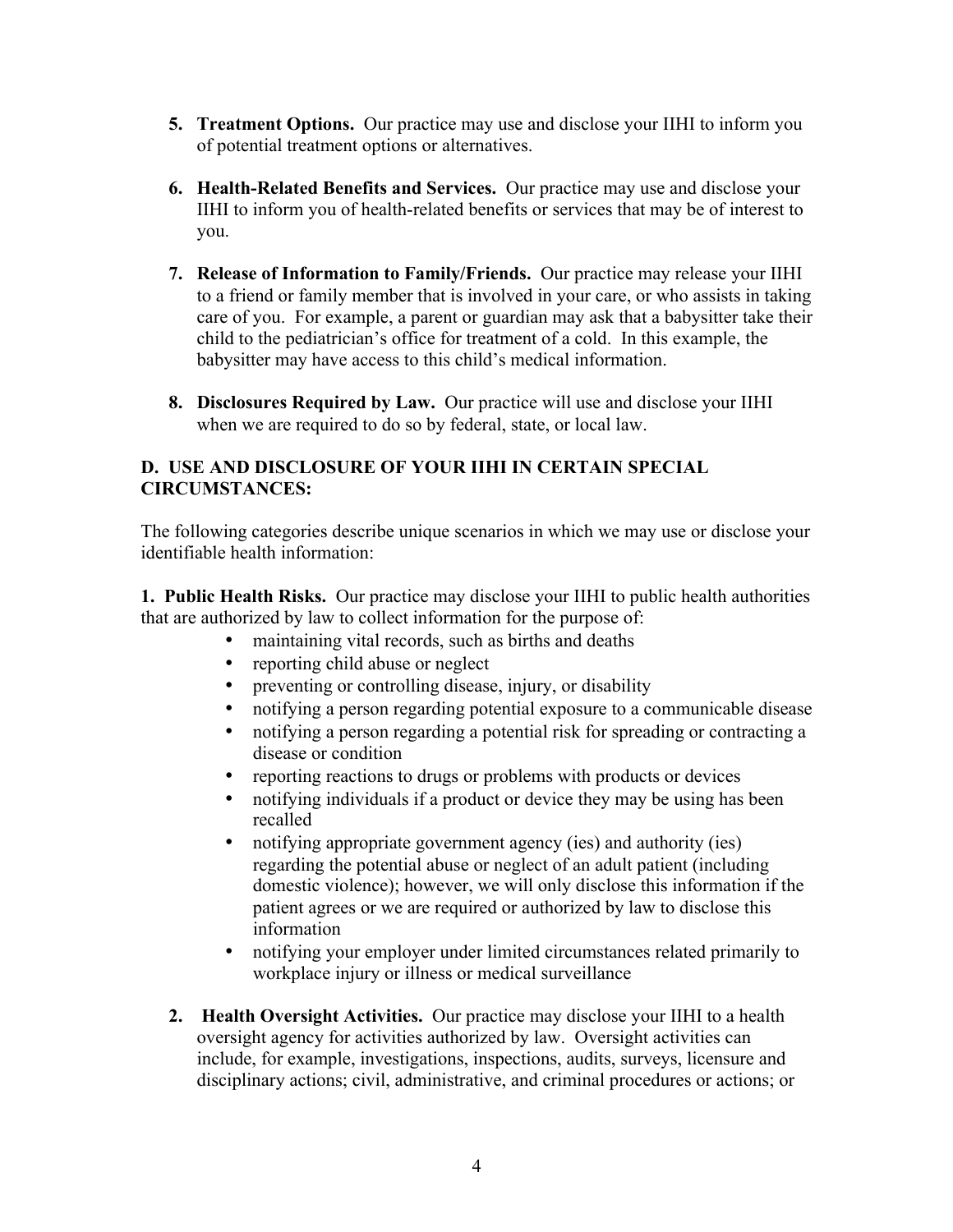5. **Treatment Options.** Our practice may use and disclose your IIHI to inform you of potential treatment options or alternatives.

6. **Health-Related Benefits and Services.** Our practice may use and disclose your IIHI to inform you of health-related benefits or services that may be of interest to you.

7. **Release of Information to Family/Friends.** Our practice may release your IIHI to a friend or family member that is involved in your care, or who assists in taking care of you. For example, a parent or guardian may ask that a babysitter take their child to the pediatrician's office for treatment of a cold. In this example, the babysitter may have access to this child's medical information.

8. **Disclosures Required by Law.** Our practice will use and disclose your IIHI when we are required to do so by federal, state, or local law.

### D. USE AND DISCLOSURE OF YOUR IIHI IN CERTAIN SPECIAL CIRCUMSTANCES:

The following categories describe unique scenarios in which we may use or disclose your identifiable health information:

**1. Public Health Risks.** Our practice may disclose your IIHI to public health authorities that are authorized by law to collect information for the purpose of:

- maintaining vital records, such as births and deaths
- reporting child abuse or neglect
- preventing or controlling disease, injury, or disability
- notifying a person regarding potential exposure to a communicable disease
- notifying a person regarding a potential risk for spreading or contracting a disease or condition
- reporting reactions to drugs or problems with products or devices
- notifying individuals if a product or device they may be using has been recalled
- notifying appropriate government agency (ies) and authority (ies) regarding the potential abuse or neglect of an adult patient (including domestic violence); however, we will only disclose this information if the patient agrees or we are required or authorized by law to disclose this information
- notifying your employer under limited circumstances related primarily to workplace injury or illness or medical surveillance

2. **Health Oversight Activities.** Our practice may disclose your IIHI to a health oversight agency for activities authorized by law. Oversight activities can include, for example, investigations, inspections, audits, surveys, licensure and disciplinary actions; civil, administrative, and criminal procedures or actions; or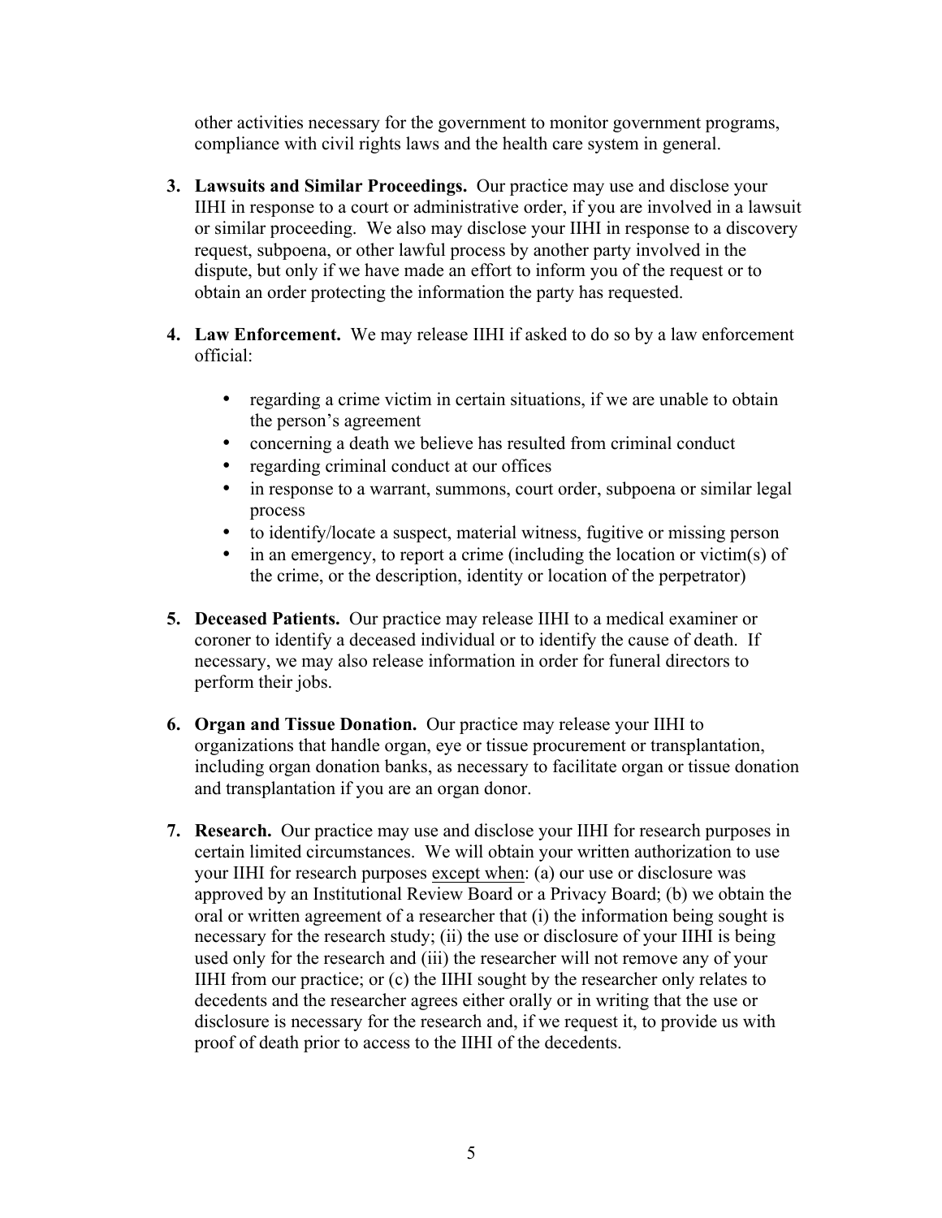other activities necessary for the government to monitor government programs, compliance with civil rights laws and the health care system in general.

3. **Lawsuits and Similar Proceedings.** Our practice may use and disclose your IIHI in response to a court or administrative order, if you are involved in a lawsuit or similar proceeding. We also may disclose your IIHI in response to a discovery request, subpoena, or other lawful process by another party involved in the dispute, but only if we have made an effort to inform you of the request or to obtain an order protecting the information the party has requested.

4. **Law Enforcement.** We may release IIHI if asked to do so by a law enforcement official:

   - regarding a crime victim in certain situations, if we are unable to obtain the person's agreement
   - concerning a death we believe has resulted from criminal conduct
   - regarding criminal conduct at our offices
   - in response to a warrant, summons, court order, subpoena or similar legal process
   - to identify/locate a suspect, material witness, fugitive or missing person
   - in an emergency, to report a crime (including the location or victim(s) of the crime, or the description, identity or location of the perpetrator)

5. **Deceased Patients.** Our practice may release IIHI to a medical examiner or coroner to identify a deceased individual or to identify the cause of death. If necessary, we may also release information in order for funeral directors to perform their jobs.

6. **Organ and Tissue Donation.** Our practice may release your IIHI to organizations that handle organ, eye or tissue procurement or transplantation, including organ donation banks, as necessary to facilitate organ or tissue donation and transplantation if you are an organ donor.

7. **Research.** Our practice may use and disclose your IIHI for research purposes in certain limited circumstances. We will obtain your written authorization to use your IIHI for research purposes <u>except when</u>: (a) our use or disclosure was approved by an Institutional Review Board or a Privacy Board; (b) we obtain the oral or written agreement of a researcher that (i) the information being sought is necessary for the research study; (ii) the use or disclosure of your IIHI is being used only for the research and (iii) the researcher will not remove any of your IIHI from our practice; or (c) the IIHI sought by the researcher only relates to decedents and the researcher agrees either orally or in writing that the use or disclosure is necessary for the research and, if we request it, to provide us with proof of death prior to access to the IIHI of the decedents.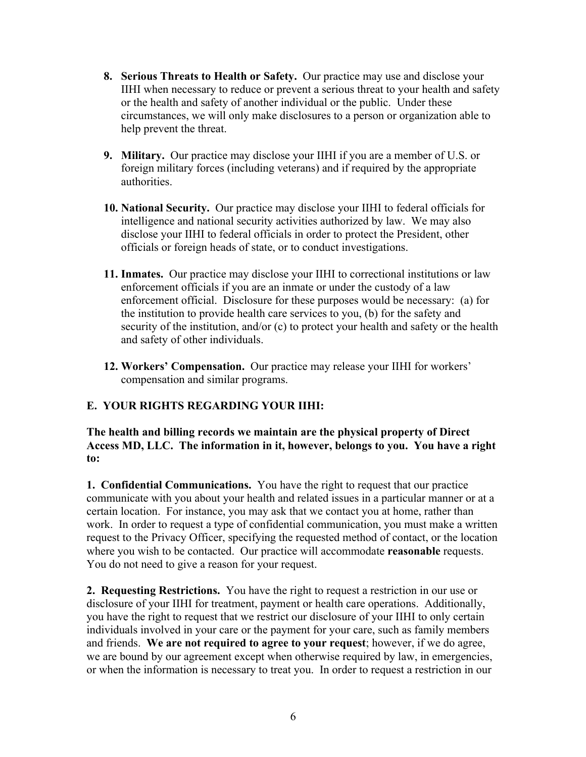8. **Serious Threats to Health or Safety.** Our practice may use and disclose your IIHI when necessary to reduce or prevent a serious threat to your health and safety or the health and safety of another individual or the public. Under these circumstances, we will only make disclosures to a person or organization able to help prevent the threat.

9. **Military.** Our practice may disclose your IIHI if you are a member of U.S. or foreign military forces (including veterans) and if required by the appropriate authorities.

10. **National Security.** Our practice may disclose your IIHI to federal officials for intelligence and national security activities authorized by law. We may also disclose your IIHI to federal officials in order to protect the President, other officials or foreign heads of state, or to conduct investigations.

11. **Inmates.** Our practice may disclose your IIHI to correctional institutions or law enforcement officials if you are an inmate or under the custody of a law enforcement official. Disclosure for these purposes would be necessary: (a) for the institution to provide health care services to you, (b) for the safety and security of the institution, and/or (c) to protect your health and safety or the health and safety of other individuals.

12. **Workers' Compensation.** Our practice may release your IIHI for workers' compensation and similar programs.

## E. YOUR RIGHTS REGARDING YOUR IIHI:

**The health and billing records we maintain are the physical property of Direct Access MD, LLC. The information in it, however, belongs to you. You have a right to:**

**1. Confidential Communications.** You have the right to request that our practice communicate with you about your health and related issues in a particular manner or at a certain location. For instance, you may ask that we contact you at home, rather than work. In order to request a type of confidential communication, you must make a written request to the Privacy Officer, specifying the requested method of contact, or the location where you wish to be contacted. Our practice will accommodate **reasonable** requests. You do not need to give a reason for your request.

**2. Requesting Restrictions.** You have the right to request a restriction in our use or disclosure of your IIHI for treatment, payment or health care operations. Additionally, you have the right to request that we restrict our disclosure of your IIHI to only certain individuals involved in your care or the payment for your care, such as family members and friends. **We are not required to agree to your request**; however, if we do agree, we are bound by our agreement except when otherwise required by law, in emergencies, or when the information is necessary to treat you. In order to request a restriction in our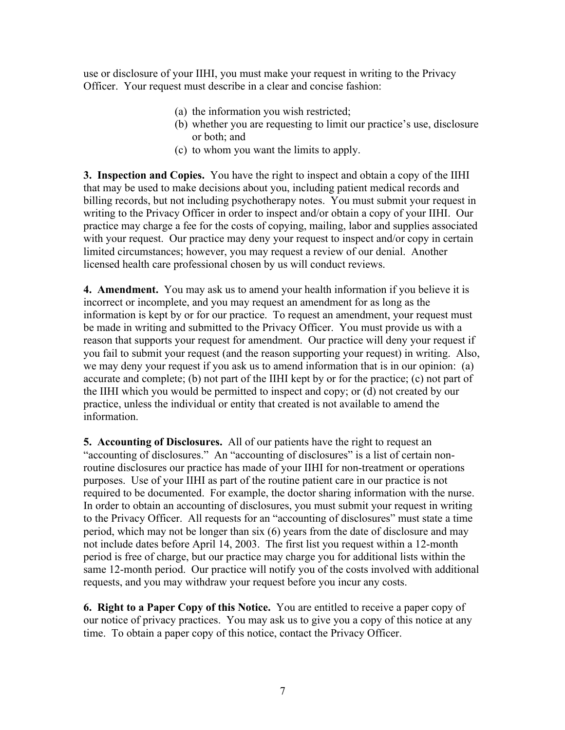use or disclosure of your IIHI, you must make your request in writing to the Privacy Officer. Your request must describe in a clear and concise fashion:

(a) the information you wish restricted;
(b) whether you are requesting to limit our practice's use, disclosure or both; and
(c) to whom you want the limits to apply.

**3. Inspection and Copies.** You have the right to inspect and obtain a copy of the IIHI that may be used to make decisions about you, including patient medical records and billing records, but not including psychotherapy notes. You must submit your request in writing to the Privacy Officer in order to inspect and/or obtain a copy of your IIHI. Our practice may charge a fee for the costs of copying, mailing, labor and supplies associated with your request. Our practice may deny your request to inspect and/or copy in certain limited circumstances; however, you may request a review of our denial. Another licensed health care professional chosen by us will conduct reviews.

**4. Amendment.** You may ask us to amend your health information if you believe it is incorrect or incomplete, and you may request an amendment for as long as the information is kept by or for our practice. To request an amendment, your request must be made in writing and submitted to the Privacy Officer. You must provide us with a reason that supports your request for amendment. Our practice will deny your request if you fail to submit your request (and the reason supporting your request) in writing. Also, we may deny your request if you ask us to amend information that is in our opinion: (a) accurate and complete; (b) not part of the IIHI kept by or for the practice; (c) not part of the IIHI which you would be permitted to inspect and copy; or (d) not created by our practice, unless the individual or entity that created is not available to amend the information.

**5. Accounting of Disclosures.** All of our patients have the right to request an "accounting of disclosures." An "accounting of disclosures" is a list of certain non-routine disclosures our practice has made of your IIHI for non-treatment or operations purposes. Use of your IIHI as part of the routine patient care in our practice is not required to be documented. For example, the doctor sharing information with the nurse. In order to obtain an accounting of disclosures, you must submit your request in writing to the Privacy Officer. All requests for an "accounting of disclosures" must state a time period, which may not be longer than six (6) years from the date of disclosure and may not include dates before April 14, 2003. The first list you request within a 12-month period is free of charge, but our practice may charge you for additional lists within the same 12-month period. Our practice will notify you of the costs involved with additional requests, and you may withdraw your request before you incur any costs.

**6. Right to a Paper Copy of this Notice.** You are entitled to receive a paper copy of our notice of privacy practices. You may ask us to give you a copy of this notice at any time. To obtain a paper copy of this notice, contact the Privacy Officer.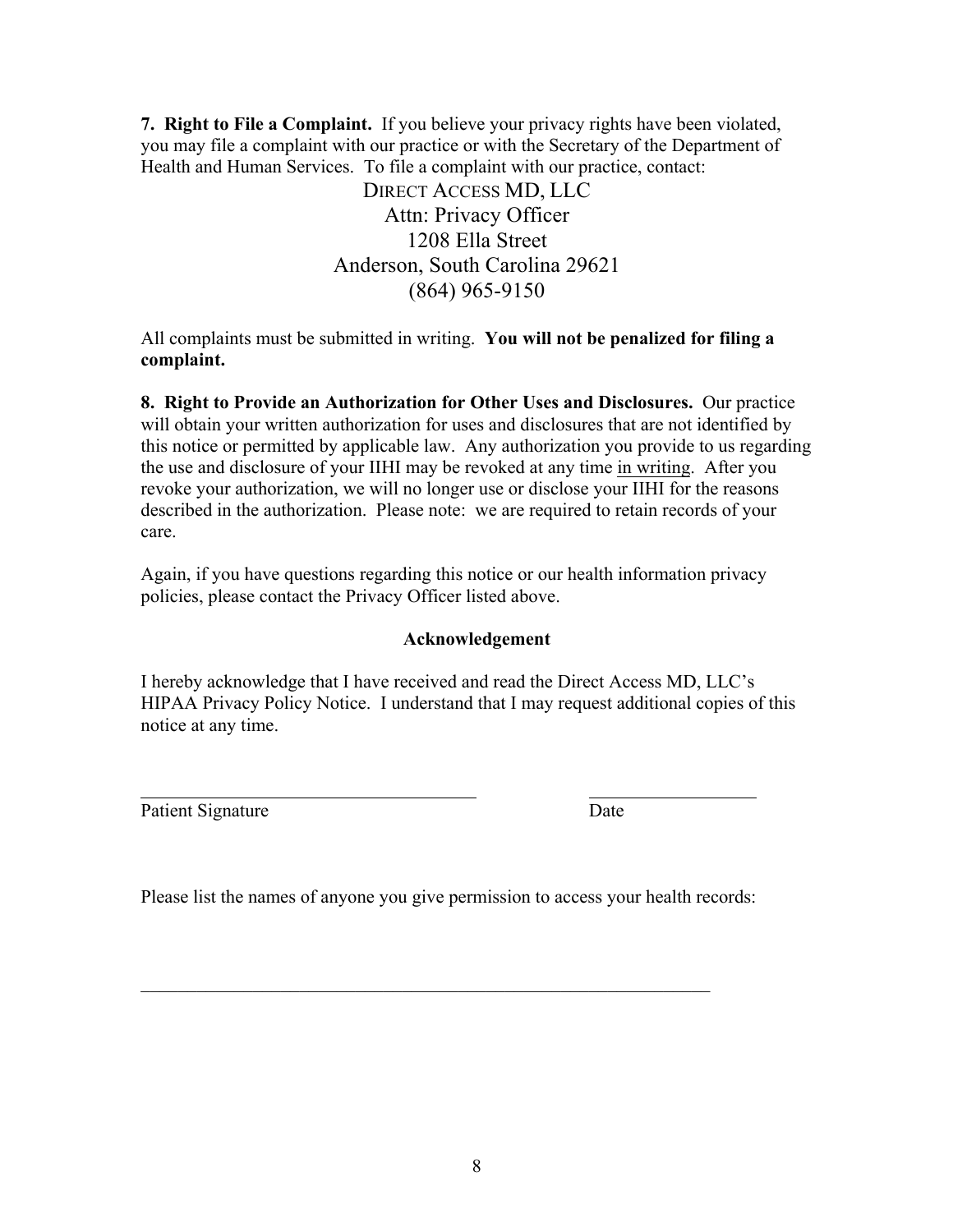**7. Right to File a Complaint.** If you believe your privacy rights have been violated, you may file a complaint with our practice or with the Secretary of the Department of Health and Human Services. To file a complaint with our practice, contact:

DIRECT ACCESS MD, LLC
Attn: Privacy Officer
1208 Ella Street
Anderson, South Carolina 29621
(864) 965-9150

All complaints must be submitted in writing. **You will not be penalized for filing a complaint.**

**8. Right to Provide an Authorization for Other Uses and Disclosures.** Our practice will obtain your written authorization for uses and disclosures that are not identified by this notice or permitted by applicable law. Any authorization you provide to us regarding the use and disclosure of your IIHI may be revoked at any time <u>in writing</u>. After you revoke your authorization, we will no longer use or disclose your IIHI for the reasons described in the authorization. Please note: we are required to retain records of your care.

Again, if you have questions regarding this notice or our health information privacy policies, please contact the Privacy Officer listed above.

**Acknowledgement**

I hereby acknowledge that I have received and read the Direct Access MD, LLC's HIPAA Privacy Policy Notice. I understand that I may request additional copies of this notice at any time.

_____________________________________ __________________
Patient Signature Date

Please list the names of anyone you give permission to access your health records:

______________________________________________________________